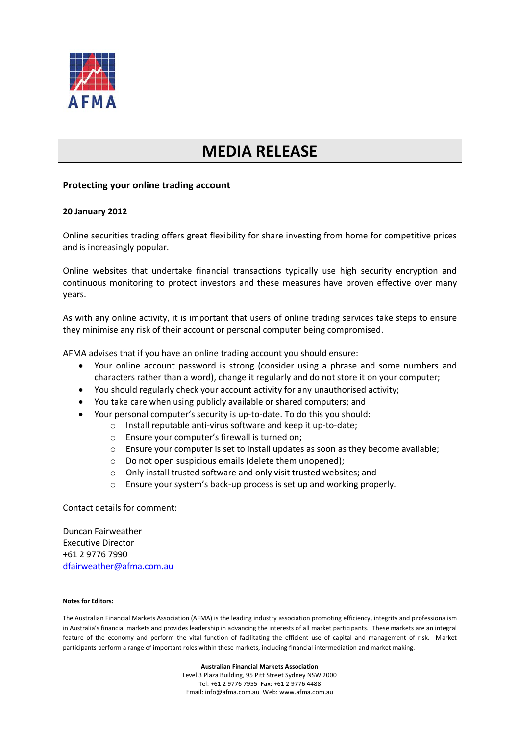AFMA

# MEDIA RELEASE

**Protecting your online trading account**

**20 January 2012**

Online securities trading offers great flexibility for share investing from home for competitive prices and is increasingly popular.

Online websites that undertake financial transactions typically use high security encryption and continuous monitoring to protect investors and these measures have proven effective over many years.

As with any online activity, it is important that users of online trading services take steps to ensure they minimise any risk of their account or personal computer being compromised.

AFMA advises that if you have an online trading account you should ensure:

- Your online account password is strong (consider using a phrase and some numbers and characters rather than a word), change it regularly and do not store it on your computer;
- You should regularly check your account activity for any unauthorised activity;
- You take care when using publicly available or shared computers; and
- Your personal computer's security is up-to-date. To do this you should:
    - Install reputable anti-virus software and keep it up-to-date;
    - Ensure your computer's firewall is turned on;
    - Ensure your computer is set to install updates as soon as they become available;
    - Do not open suspicious emails (delete them unopened);
    - Only install trusted software and only visit trusted websites; and
    - Ensure your system's back-up process is set up and working properly.

Contact details for comment:

Duncan Fairweather
Executive Director
+61 2 9776 7990
dfairweather@afma.com.au

**Notes for Editors:**

The Australian Financial Markets Association (AFMA) is the leading industry association promoting efficiency, integrity and professionalism in Australia's financial markets and provides leadership in advancing the interests of all market participants. These markets are an integral feature of the economy and perform the vital function of facilitating the efficient use of capital and management of risk. Market participants perform a range of important roles within these markets, including financial intermediation and market making.

**Australian Financial Markets Association**
Level 3 Plaza Building, 95 Pitt Street Sydney NSW 2000
Tel: +61 2 9776 7955 Fax: +61 2 9776 4488
Email: info@afma.com.au Web: www.afma.com.au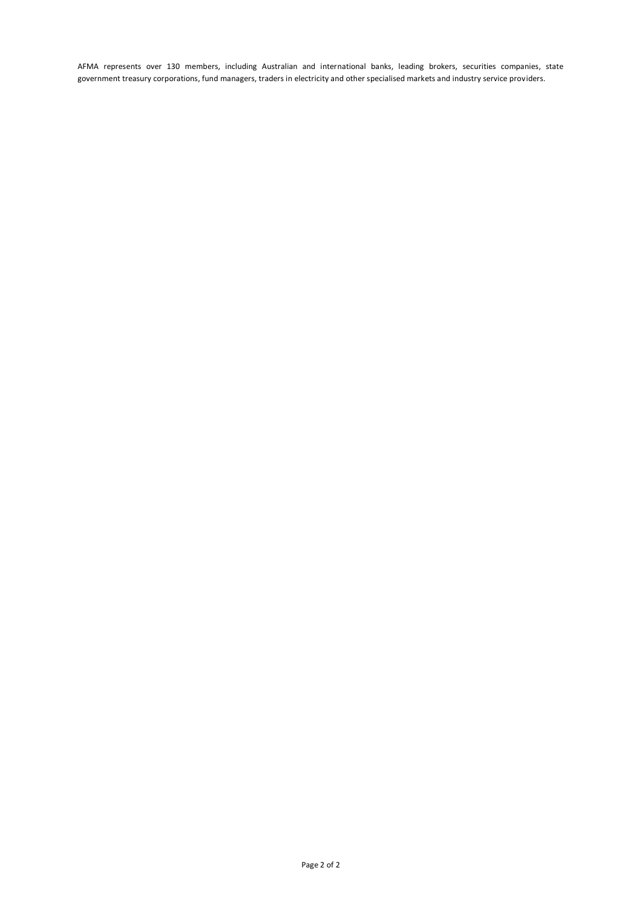AFMA represents over 130 members, including Australian and international banks, leading brokers, securities companies, state government treasury corporations, fund managers, traders in electricity and other specialised markets and industry service providers.